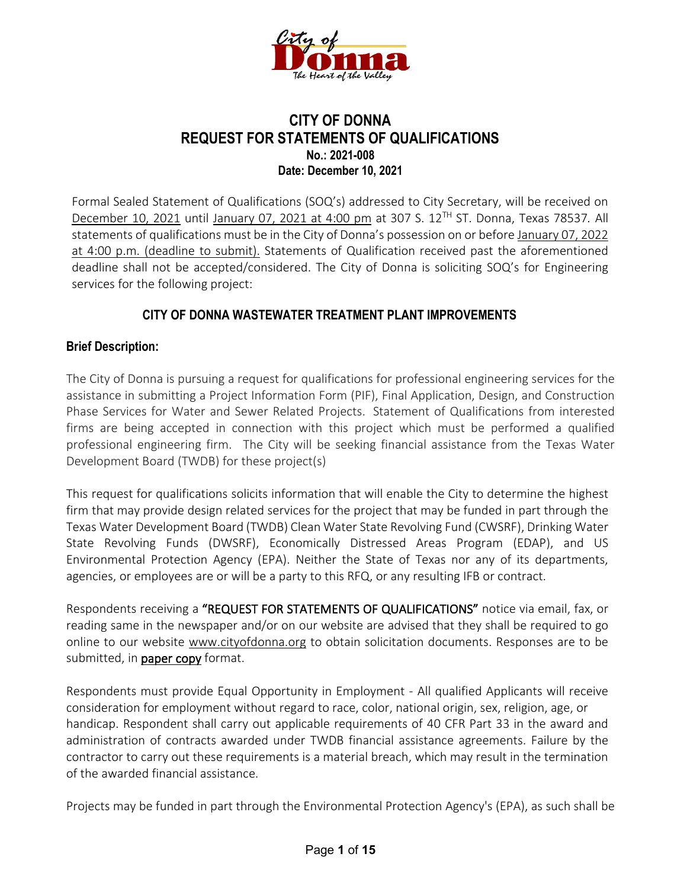# CITY OF DONNA
# REQUEST FOR STATEMENTS OF QUALIFICATIONS

**No.: 2021-008**

**Date: December 10, 2021**

Formal Sealed Statement of Qualifications (SOQ's) addressed to City Secretary, will be received on December 10, 2021 until January 07, 2021 at 4:00 pm at 307 S. 12TH ST. Donna, Texas 78537. All statements of qualifications must be in the City of Donna's possession on or before January 07, 2022 at 4:00 p.m. (deadline to submit). Statements of Qualification received past the aforementioned deadline shall not be accepted/considered. The City of Donna is soliciting SOQ's for Engineering services for the following project:

## CITY OF DONNA WASTEWATER TREATMENT PLANT IMPROVEMENTS

### Brief Description:

The City of Donna is pursuing a request for qualifications for professional engineering services for the assistance in submitting a Project Information Form (PIF), Final Application, Design, and Construction Phase Services for Water and Sewer Related Projects. Statement of Qualifications from interested firms are being accepted in connection with this project which must be performed a qualified professional engineering firm. The City will be seeking financial assistance from the Texas Water Development Board (TWDB) for these project(s)

This request for qualifications solicits information that will enable the City to determine the highest firm that may provide design related services for the project that may be funded in part through the Texas Water Development Board (TWDB) Clean Water State Revolving Fund (CWSRF), Drinking Water State Revolving Funds (DWSRF), Economically Distressed Areas Program (EDAP), and US Environmental Protection Agency (EPA). Neither the State of Texas nor any of its departments, agencies, or employees are or will be a party to this RFQ, or any resulting IFB or contract.

Respondents receiving a **"REQUEST FOR STATEMENTS OF QUALIFICATIONS"** notice via email, fax, or reading same in the newspaper and/or on our website are advised that they shall be required to go online to our website www.cityofdonna.org to obtain solicitation documents. Responses are to be submitted, in **paper copy** format.

Respondents must provide Equal Opportunity in Employment - All qualified Applicants will receive consideration for employment without regard to race, color, national origin, sex, religion, age, or handicap. Respondent shall carry out applicable requirements of 40 CFR Part 33 in the award and administration of contracts awarded under TWDB financial assistance agreements. Failure by the contractor to carry out these requirements is a material breach, which may result in the termination of the awarded financial assistance.

Projects may be funded in part through the Environmental Protection Agency's (EPA), as such shall be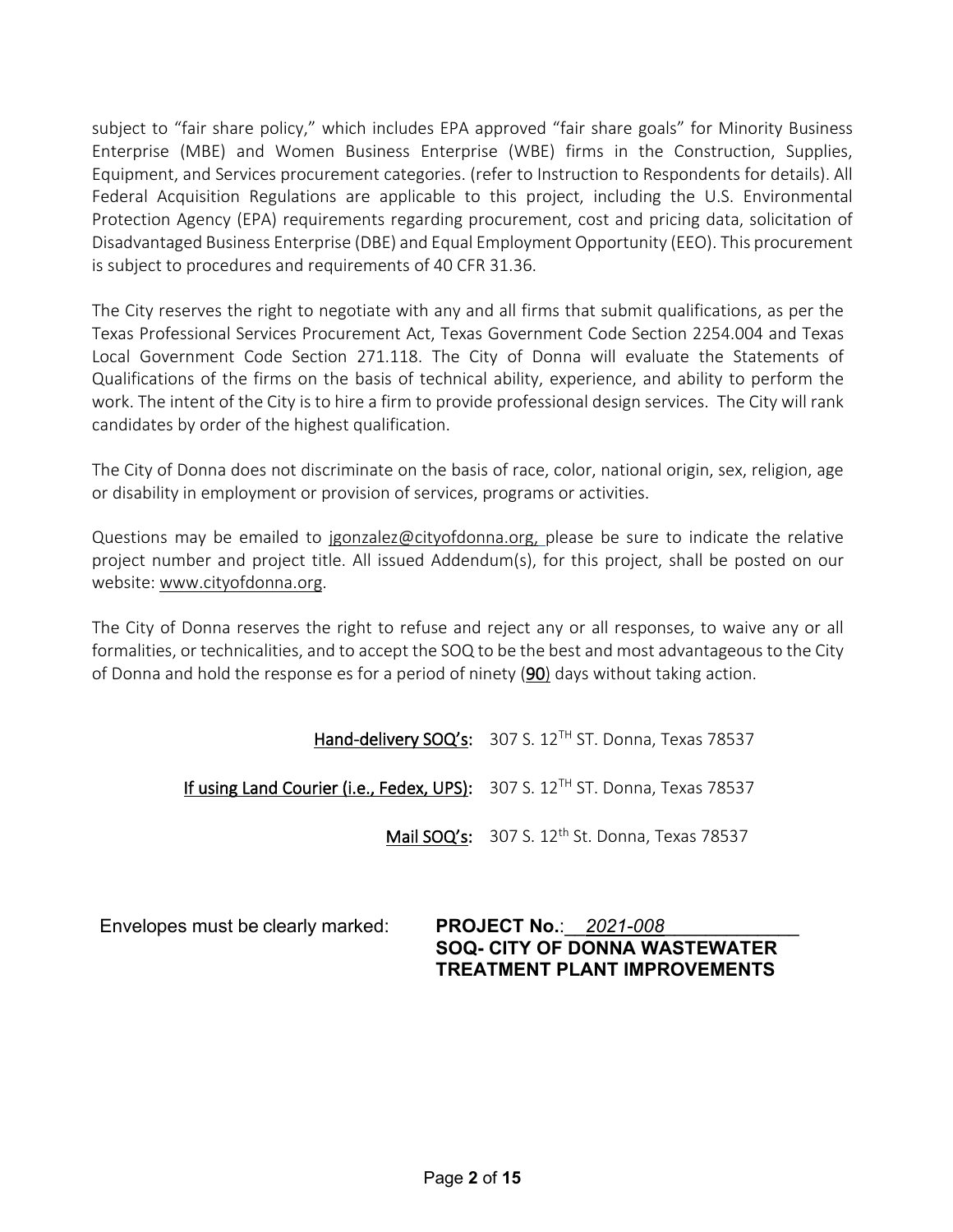subject to "fair share policy," which includes EPA approved "fair share goals" for Minority Business Enterprise (MBE) and Women Business Enterprise (WBE) firms in the Construction, Supplies, Equipment, and Services procurement categories. (refer to Instruction to Respondents for details). All Federal Acquisition Regulations are applicable to this project, including the U.S. Environmental Protection Agency (EPA) requirements regarding procurement, cost and pricing data, solicitation of Disadvantaged Business Enterprise (DBE) and Equal Employment Opportunity (EEO). This procurement is subject to procedures and requirements of 40 CFR 31.36.

The City reserves the right to negotiate with any and all firms that submit qualifications, as per the Texas Professional Services Procurement Act, Texas Government Code Section 2254.004 and Texas Local Government Code Section 271.118. The City of Donna will evaluate the Statements of Qualifications of the firms on the basis of technical ability, experience, and ability to perform the work. The intent of the City is to hire a firm to provide professional design services. The City will rank candidates by order of the highest qualification.

The City of Donna does not discriminate on the basis of race, color, national origin, sex, religion, age or disability in employment or provision of services, programs or activities.

Questions may be emailed to jgonzalez@cityofdonna.org, please be sure to indicate the relative project number and project title. All issued Addendum(s), for this project, shall be posted on our website: www.cityofdonna.org.

The City of Donna reserves the right to refuse and reject any or all responses, to waive any or all formalities, or technicalities, and to accept the SOQ to be the best and most advantageous to the City of Donna and hold the response es for a period of ninety (**90**) days without taking action.

**Hand-delivery SOQ's:** 307 S. 12TH ST. Donna, Texas 78537

**If using Land Courier (i.e., Fedex, UPS):** 307 S. 12TH ST. Donna, Texas 78537

**Mail SOQ's:** 307 S. 12th St. Donna, Texas 78537

Envelopes must be clearly marked: **PROJECT No.**: *2021-008*
**SOQ- CITY OF DONNA WASTEWATER TREATMENT PLANT IMPROVEMENTS**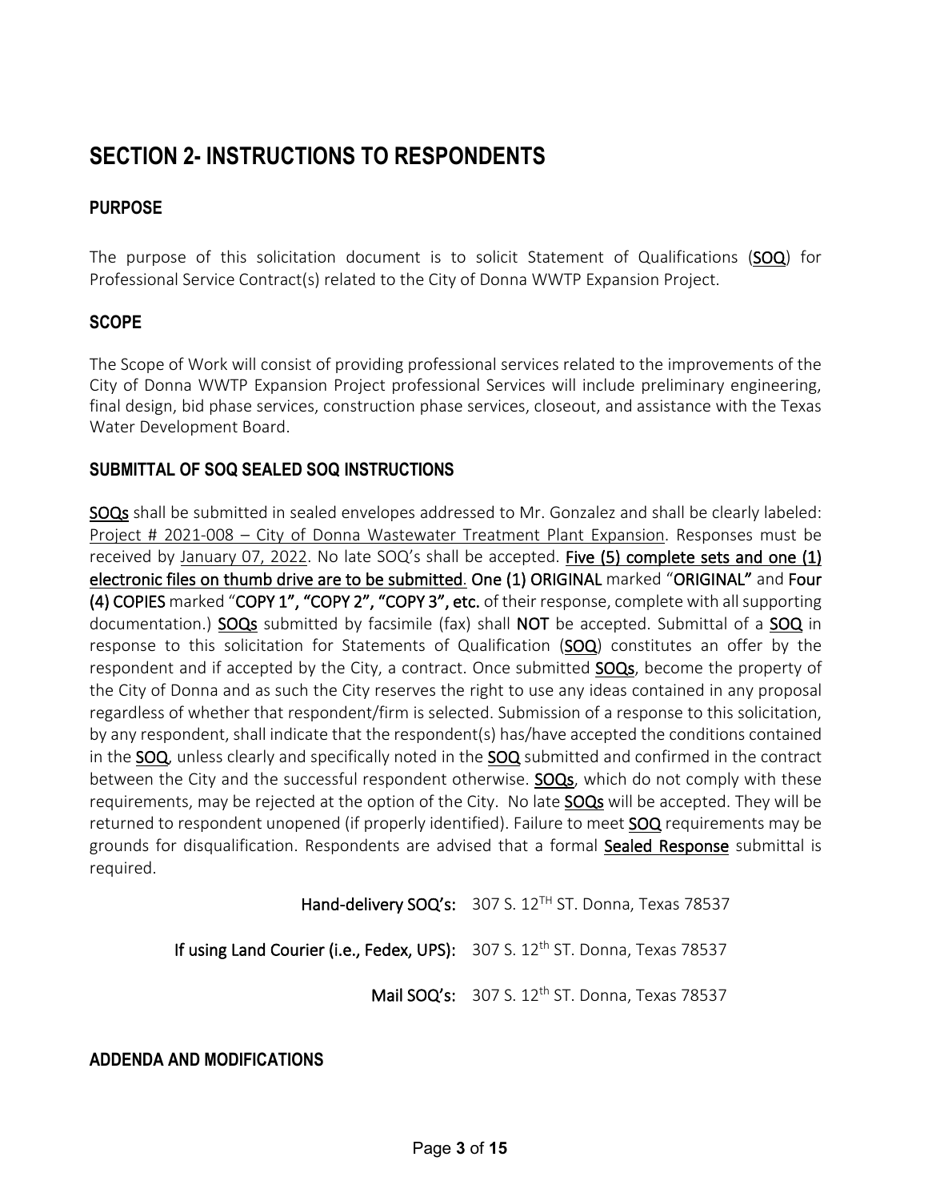# SECTION 2- INSTRUCTIONS TO RESPONDENTS

## PURPOSE

The purpose of this solicitation document is to solicit Statement of Qualifications (**SOQ**) for Professional Service Contract(s) related to the City of Donna WWTP Expansion Project.

## SCOPE

The Scope of Work will consist of providing professional services related to the improvements of the City of Donna WWTP Expansion Project professional Services will include preliminary engineering, final design, bid phase services, construction phase services, closeout, and assistance with the Texas Water Development Board.

## SUBMITTAL OF SOQ SEALED SOQ INSTRUCTIONS

**SOQs** shall be submitted in sealed envelopes addressed to Mr. Gonzalez and shall be clearly labeled: Project # 2021-008 – City of Donna Wastewater Treatment Plant Expansion. Responses must be received by January 07, 2022. No late SOQ's shall be accepted. **Five (5) complete sets and one (1) electronic files on thumb drive are to be submitted**. **One (1) ORIGINAL** marked "**ORIGINAL"** and **Four (4) COPIES** marked "**COPY 1", "COPY 2", "COPY 3", etc.** of their response, complete with all supporting documentation.) **SOQs** submitted by facsimile (fax) shall **NOT** be accepted. Submittal of a **SOQ** in response to this solicitation for Statements of Qualification (**SOQ**) constitutes an offer by the respondent and if accepted by the City, a contract. Once submitted **SOQs**, become the property of the City of Donna and as such the City reserves the right to use any ideas contained in any proposal regardless of whether that respondent/firm is selected. Submission of a response to this solicitation, by any respondent, shall indicate that the respondent(s) has/have accepted the conditions contained in the **SOQ**, unless clearly and specifically noted in the **SOQ** submitted and confirmed in the contract between the City and the successful respondent otherwise. **SOQs**, which do not comply with these requirements, may be rejected at the option of the City. No late **SOQs** will be accepted. They will be returned to respondent unopened (if properly identified). Failure to meet **SOQ** requirements may be grounds for disqualification. Respondents are advised that a formal **Sealed Response** submittal is required.

**Hand-delivery SOQ's:** 307 S. 12TH ST. Donna, Texas 78537

**If using Land Courier (i.e., Fedex, UPS):** 307 S. 12th ST. Donna, Texas 78537

**Mail SOQ's:** 307 S. 12th ST. Donna, Texas 78537

## ADDENDA AND MODIFICATIONS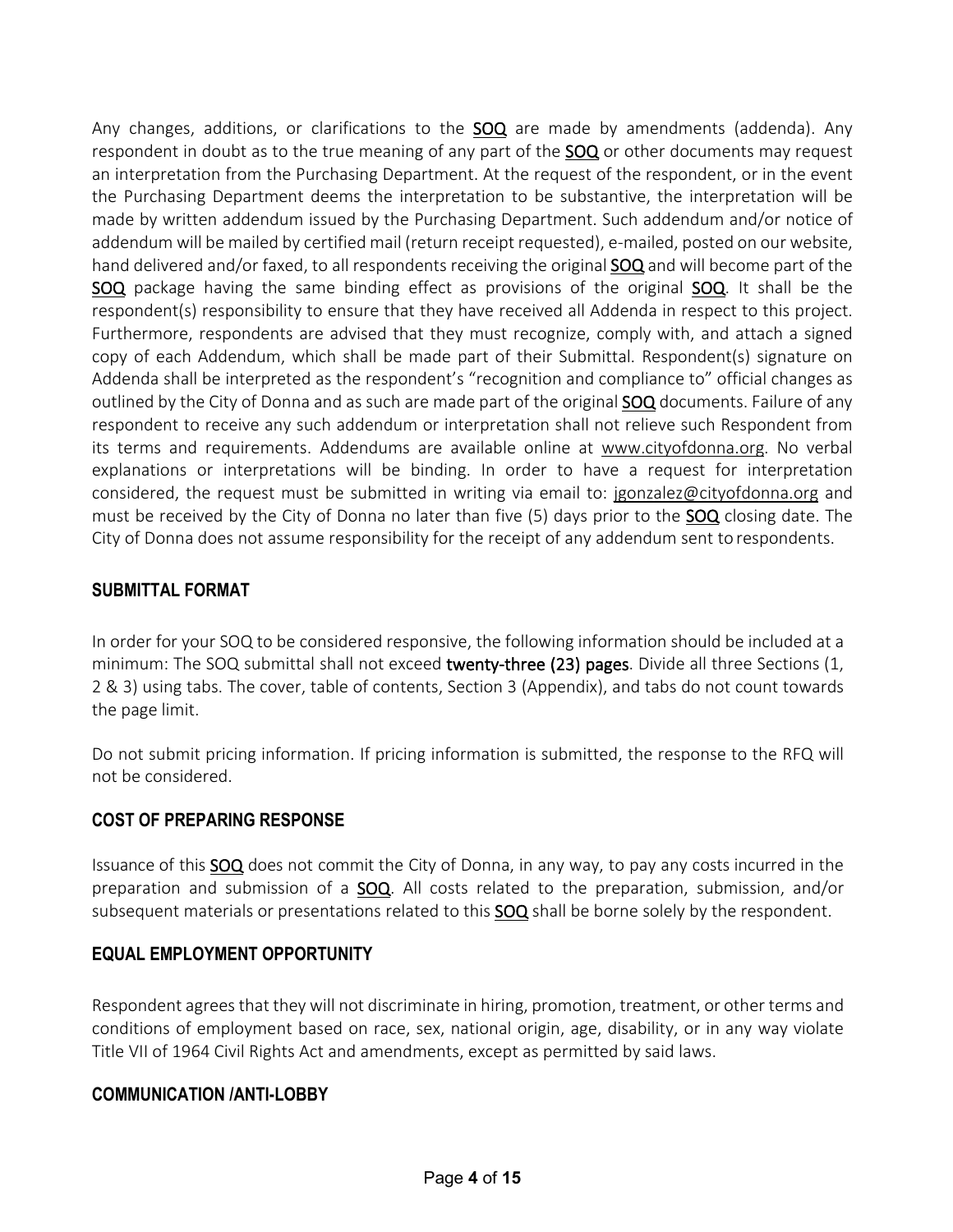Any changes, additions, or clarifications to the **SOQ** are made by amendments (addenda). Any respondent in doubt as to the true meaning of any part of the **SOQ** or other documents may request an interpretation from the Purchasing Department. At the request of the respondent, or in the event the Purchasing Department deems the interpretation to be substantive, the interpretation will be made by written addendum issued by the Purchasing Department. Such addendum and/or notice of addendum will be mailed by certified mail (return receipt requested), e-mailed, posted on our website, hand delivered and/or faxed, to all respondents receiving the original **SOQ** and will become part of the **SOQ** package having the same binding effect as provisions of the original **SOQ**. It shall be the respondent(s) responsibility to ensure that they have received all Addenda in respect to this project. Furthermore, respondents are advised that they must recognize, comply with, and attach a signed copy of each Addendum, which shall be made part of their Submittal. Respondent(s) signature on Addenda shall be interpreted as the respondent's "recognition and compliance to" official changes as outlined by the City of Donna and as such are made part of the original **SOQ** documents. Failure of any respondent to receive any such addendum or interpretation shall not relieve such Respondent from its terms and requirements. Addendums are available online at www.cityofdonna.org. No verbal explanations or interpretations will be binding. In order to have a request for interpretation considered, the request must be submitted in writing via email to: jgonzalez@cityofdonna.org and must be received by the City of Donna no later than five (5) days prior to the **SOQ** closing date. The City of Donna does not assume responsibility for the receipt of any addendum sent to respondents.

## SUBMITTAL FORMAT

In order for your SOQ to be considered responsive, the following information should be included at a minimum: The SOQ submittal shall not exceed **twenty-three (23) pages**. Divide all three Sections (1, 2 & 3) using tabs. The cover, table of contents, Section 3 (Appendix), and tabs do not count towards the page limit.

Do not submit pricing information. If pricing information is submitted, the response to the RFQ will not be considered.

## COST OF PREPARING RESPONSE

Issuance of this **SOQ** does not commit the City of Donna, in any way, to pay any costs incurred in the preparation and submission of a **SOQ**. All costs related to the preparation, submission, and/or subsequent materials or presentations related to this **SOQ** shall be borne solely by the respondent.

## EQUAL EMPLOYMENT OPPORTUNITY

Respondent agrees that they will not discriminate in hiring, promotion, treatment, or other terms and conditions of employment based on race, sex, national origin, age, disability, or in any way violate Title VII of 1964 Civil Rights Act and amendments, except as permitted by said laws.

## COMMUNICATION /ANTI-LOBBY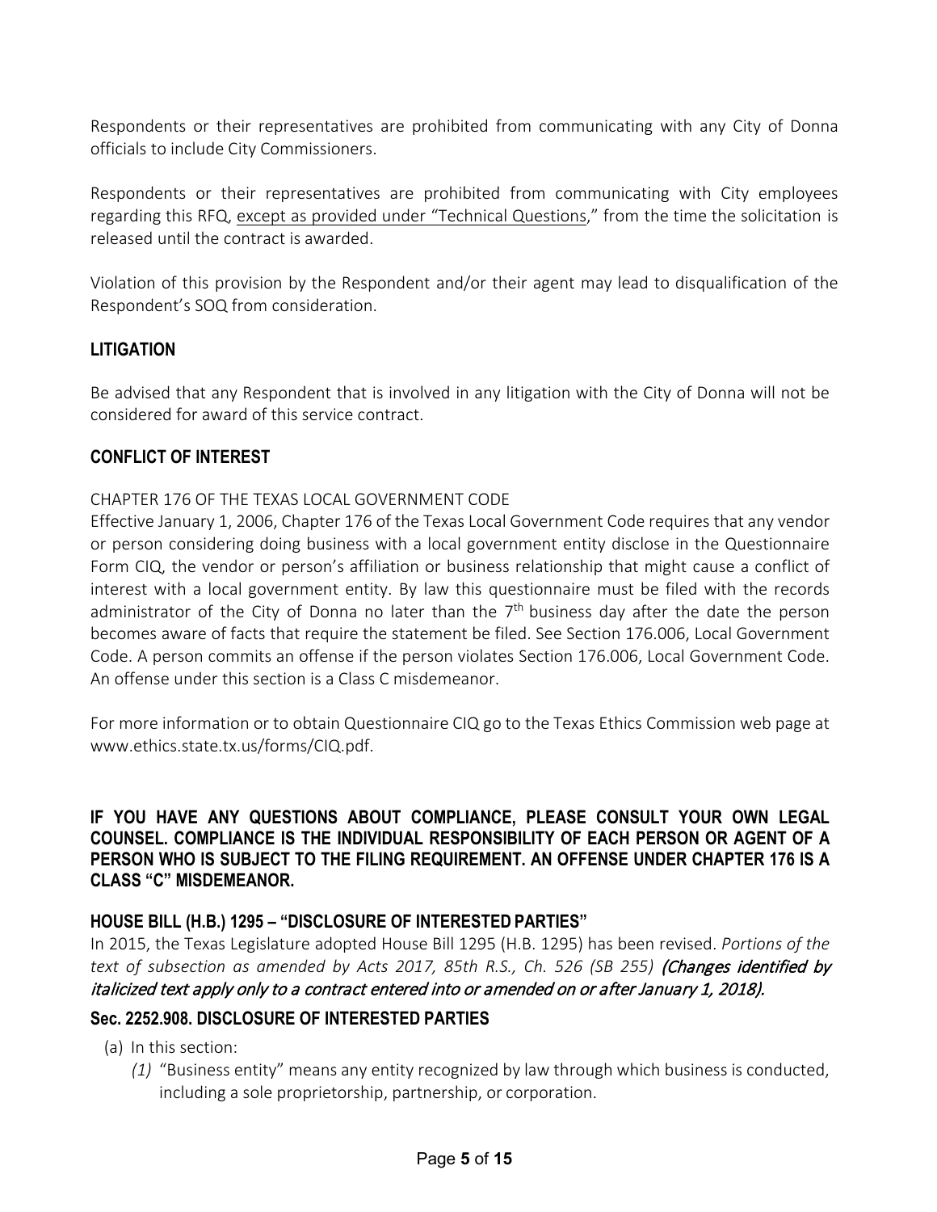Respondents or their representatives are prohibited from communicating with any City of Donna officials to include City Commissioners.

Respondents or their representatives are prohibited from communicating with City employees regarding this RFQ, except as provided under "Technical Questions," from the time the solicitation is released until the contract is awarded.

Violation of this provision by the Respondent and/or their agent may lead to disqualification of the Respondent's SOQ from consideration.

## LITIGATION

Be advised that any Respondent that is involved in any litigation with the City of Donna will not be considered for award of this service contract.

## CONFLICT OF INTEREST

CHAPTER 176 OF THE TEXAS LOCAL GOVERNMENT CODE

Effective January 1, 2006, Chapter 176 of the Texas Local Government Code requires that any vendor or person considering doing business with a local government entity disclose in the Questionnaire Form CIQ, the vendor or person's affiliation or business relationship that might cause a conflict of interest with a local government entity. By law this questionnaire must be filed with the records administrator of the City of Donna no later than the 7th business day after the date the person becomes aware of facts that require the statement be filed. See Section 176.006, Local Government Code. A person commits an offense if the person violates Section 176.006, Local Government Code. An offense under this section is a Class C misdemeanor.

For more information or to obtain Questionnaire CIQ go to the Texas Ethics Commission web page at www.ethics.state.tx.us/forms/CIQ.pdf.

**IF YOU HAVE ANY QUESTIONS ABOUT COMPLIANCE, PLEASE CONSULT YOUR OWN LEGAL COUNSEL. COMPLIANCE IS THE INDIVIDUAL RESPONSIBILITY OF EACH PERSON OR AGENT OF A PERSON WHO IS SUBJECT TO THE FILING REQUIREMENT. AN OFFENSE UNDER CHAPTER 176 IS A CLASS "C" MISDEMEANOR.**

## HOUSE BILL (H.B.) 1295 – "DISCLOSURE OF INTERESTED PARTIES"

In 2015, the Texas Legislature adopted House Bill 1295 (H.B. 1295) has been revised. *Portions of the text of subsection as amended by Acts 2017, 85th R.S., Ch. 526 (SB 255)* *(Changes identified by italicized text apply only to a contract entered into or amended on or after January 1, 2018).*

## Sec. 2252.908. DISCLOSURE OF INTERESTED PARTIES

(a) In this section:

*(1)* "Business entity" means any entity recognized by law through which business is conducted, including a sole proprietorship, partnership, or corporation.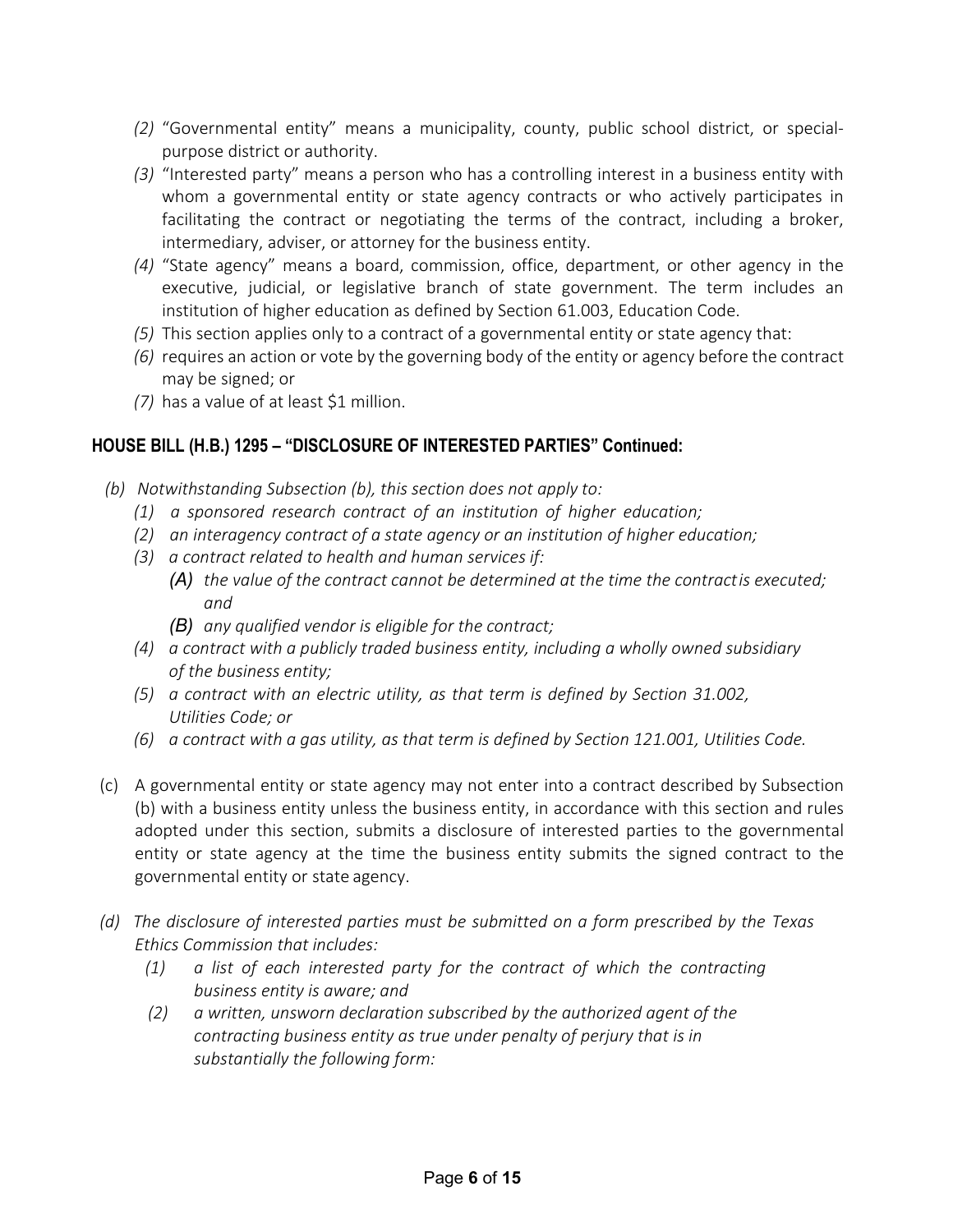*(2)* "Governmental entity" means a municipality, county, public school district, or special-purpose district or authority.

*(3)* "Interested party" means a person who has a controlling interest in a business entity with whom a governmental entity or state agency contracts or who actively participates in facilitating the contract or negotiating the terms of the contract, including a broker, intermediary, adviser, or attorney for the business entity.

*(4)* "State agency" means a board, commission, office, department, or other agency in the executive, judicial, or legislative branch of state government. The term includes an institution of higher education as defined by Section 61.003, Education Code.

*(5)* This section applies only to a contract of a governmental entity or state agency that:

*(6)* requires an action or vote by the governing body of the entity or agency before the contract may be signed; or

*(7)* has a value of at least $1 million.

**HOUSE BILL (H.B.) 1295 – "DISCLOSURE OF INTERESTED PARTIES" Continued:**

*(b) Notwithstanding Subsection (b), this section does not apply to:*

- *(1) a sponsored research contract of an institution of higher education;*
- *(2) an interagency contract of a state agency or an institution of higher education;*
- *(3) a contract related to health and human services if:*
  - *(A) the value of the contract cannot be determined at the time the contract is executed; and*
  - *(B) any qualified vendor is eligible for the contract;*
- *(4) a contract with a publicly traded business entity, including a wholly owned subsidiary of the business entity;*
- *(5) a contract with an electric utility, as that term is defined by Section 31.002, Utilities Code; or*
- *(6) a contract with a gas utility, as that term is defined by Section 121.001, Utilities Code.*

(c) A governmental entity or state agency may not enter into a contract described by Subsection (b) with a business entity unless the business entity, in accordance with this section and rules adopted under this section, submits a disclosure of interested parties to the governmental entity or state agency at the time the business entity submits the signed contract to the governmental entity or state agency.

*(d) The disclosure of interested parties must be submitted on a form prescribed by the Texas Ethics Commission that includes:*

- *(1) a list of each interested party for the contract of which the contracting business entity is aware; and*
- *(2) a written, unsworn declaration subscribed by the authorized agent of the contracting business entity as true under penalty of perjury that is in substantially the following form:*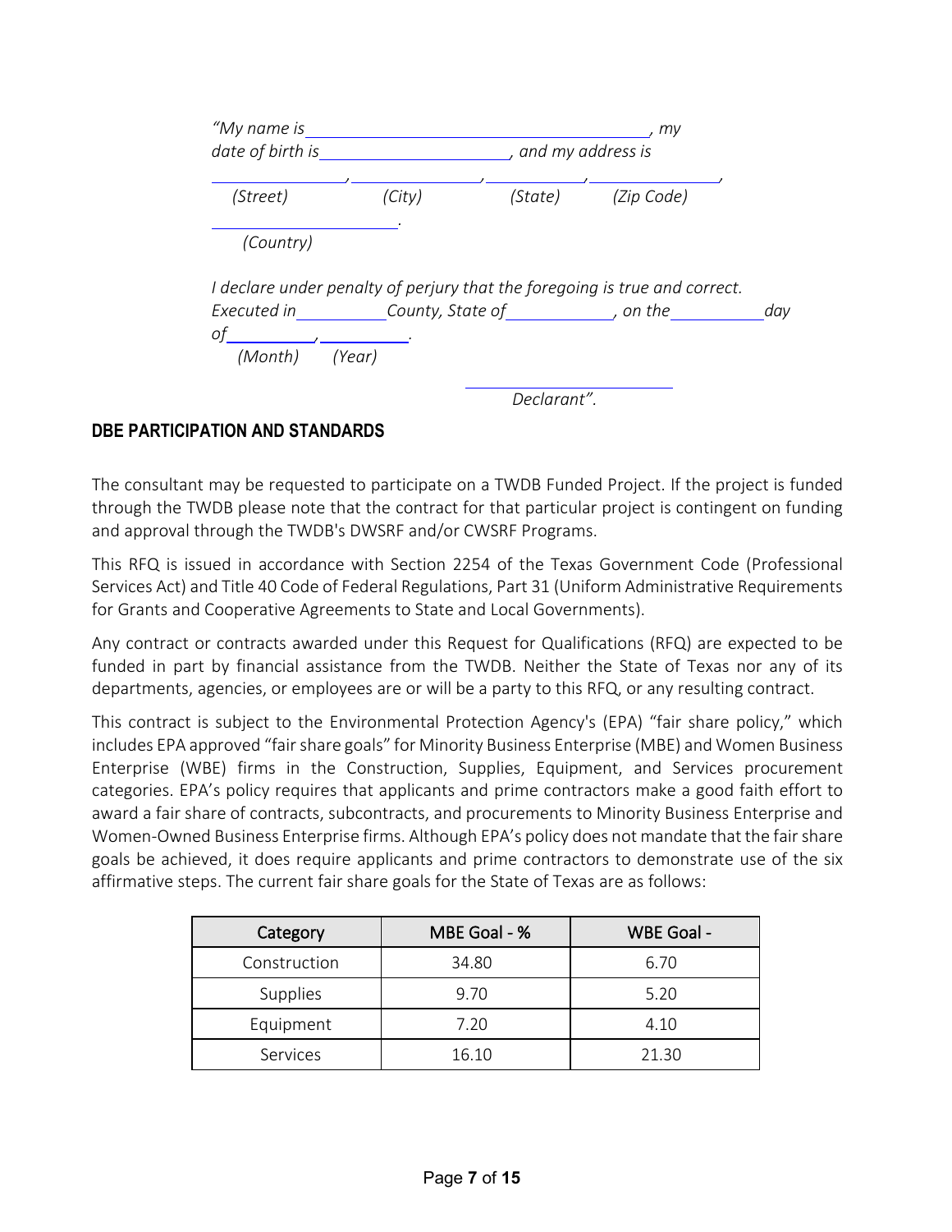*"My name is \_\_\_\_\_\_\_\_\_\_\_\_\_\_\_\_\_\_\_\_\_\_\_\_\_\_\_\_\_\_\_\_\_\_\_\_\_, my date of birth is \_\_\_\_\_\_\_\_\_\_\_\_\_\_\_\_\_\_\_\_, and my address is*

*\_\_\_\_\_\_\_\_\_\_\_\_\_\_, \_\_\_\_\_\_\_\_\_\_\_\_\_\_, \_\_\_\_\_\_\_\_\_\_\_, \_\_\_\_\_\_\_\_\_\_\_\_\_\_,*
*(Street) (City) (State) (Zip Code)*

*\_\_\_\_\_\_\_\_\_\_\_\_\_\_\_\_\_\_\_\_.*
*(Country)*

*I declare under penalty of perjury that the foregoing is true and correct. Executed in \_\_\_\_\_\_\_\_\_\_ County, State of \_\_\_\_\_\_\_\_\_\_\_, on the \_\_\_\_\_\_\_\_\_\_ day of \_\_\_\_\_\_\_\_\_, \_\_\_\_\_\_\_\_\_.*
*(Month) (Year)*

*\_\_\_\_\_\_\_\_\_\_\_\_\_\_\_\_\_\_\_\_\_\_\_*
*Declarant".*

## DBE PARTICIPATION AND STANDARDS

The consultant may be requested to participate on a TWDB Funded Project. If the project is funded through the TWDB please note that the contract for that particular project is contingent on funding and approval through the TWDB's DWSRF and/or CWSRF Programs.

This RFQ is issued in accordance with Section 2254 of the Texas Government Code (Professional Services Act) and Title 40 Code of Federal Regulations, Part 31 (Uniform Administrative Requirements for Grants and Cooperative Agreements to State and Local Governments).

Any contract or contracts awarded under this Request for Qualifications (RFQ) are expected to be funded in part by financial assistance from the TWDB. Neither the State of Texas nor any of its departments, agencies, or employees are or will be a party to this RFQ, or any resulting contract.

This contract is subject to the Environmental Protection Agency's (EPA) "fair share policy," which includes EPA approved "fair share goals" for Minority Business Enterprise (MBE) and Women Business Enterprise (WBE) firms in the Construction, Supplies, Equipment, and Services procurement categories. EPA's policy requires that applicants and prime contractors make a good faith effort to award a fair share of contracts, subcontracts, and procurements to Minority Business Enterprise and Women-Owned Business Enterprise firms. Although EPA's policy does not mandate that the fair share goals be achieved, it does require applicants and prime contractors to demonstrate use of the six affirmative steps. The current fair share goals for the State of Texas are as follows:

| Category | MBE Goal - % | WBE Goal - |
|---|---|---|
| Construction | 34.80 | 6.70 |
| Supplies | 9.70 | 5.20 |
| Equipment | 7.20 | 4.10 |
| Services | 16.10 | 21.30 |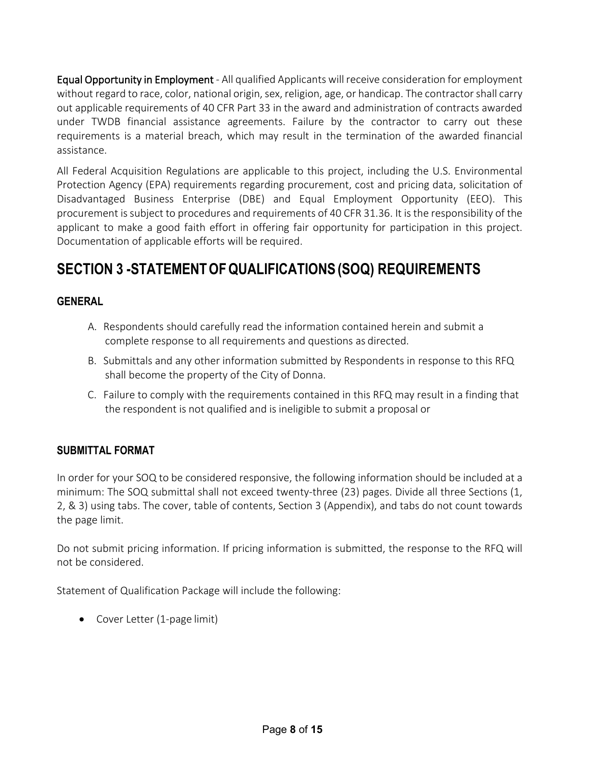**Equal Opportunity in Employment** - All qualified Applicants will receive consideration for employment without regard to race, color, national origin, sex, religion, age, or handicap. The contractor shall carry out applicable requirements of 40 CFR Part 33 in the award and administration of contracts awarded under TWDB financial assistance agreements. Failure by the contractor to carry out these requirements is a material breach, which may result in the termination of the awarded financial assistance.

All Federal Acquisition Regulations are applicable to this project, including the U.S. Environmental Protection Agency (EPA) requirements regarding procurement, cost and pricing data, solicitation of Disadvantaged Business Enterprise (DBE) and Equal Employment Opportunity (EEO). This procurement is subject to procedures and requirements of 40 CFR 31.36. It is the responsibility of the applicant to make a good faith effort in offering fair opportunity for participation in this project. Documentation of applicable efforts will be required.

# SECTION 3 -STATEMENT OF QUALIFICATIONS (SOQ) REQUIREMENTS

### GENERAL

A. Respondents should carefully read the information contained herein and submit a complete response to all requirements and questions as directed.

B. Submittals and any other information submitted by Respondents in response to this RFQ shall become the property of the City of Donna.

C. Failure to comply with the requirements contained in this RFQ may result in a finding that the respondent is not qualified and is ineligible to submit a proposal or

### SUBMITTAL FORMAT

In order for your SOQ to be considered responsive, the following information should be included at a minimum: The SOQ submittal shall not exceed twenty-three (23) pages. Divide all three Sections (1, 2, & 3) using tabs. The cover, table of contents, Section 3 (Appendix), and tabs do not count towards the page limit.

Do not submit pricing information. If pricing information is submitted, the response to the RFQ will not be considered.

Statement of Qualification Package will include the following:

- Cover Letter (1-page limit)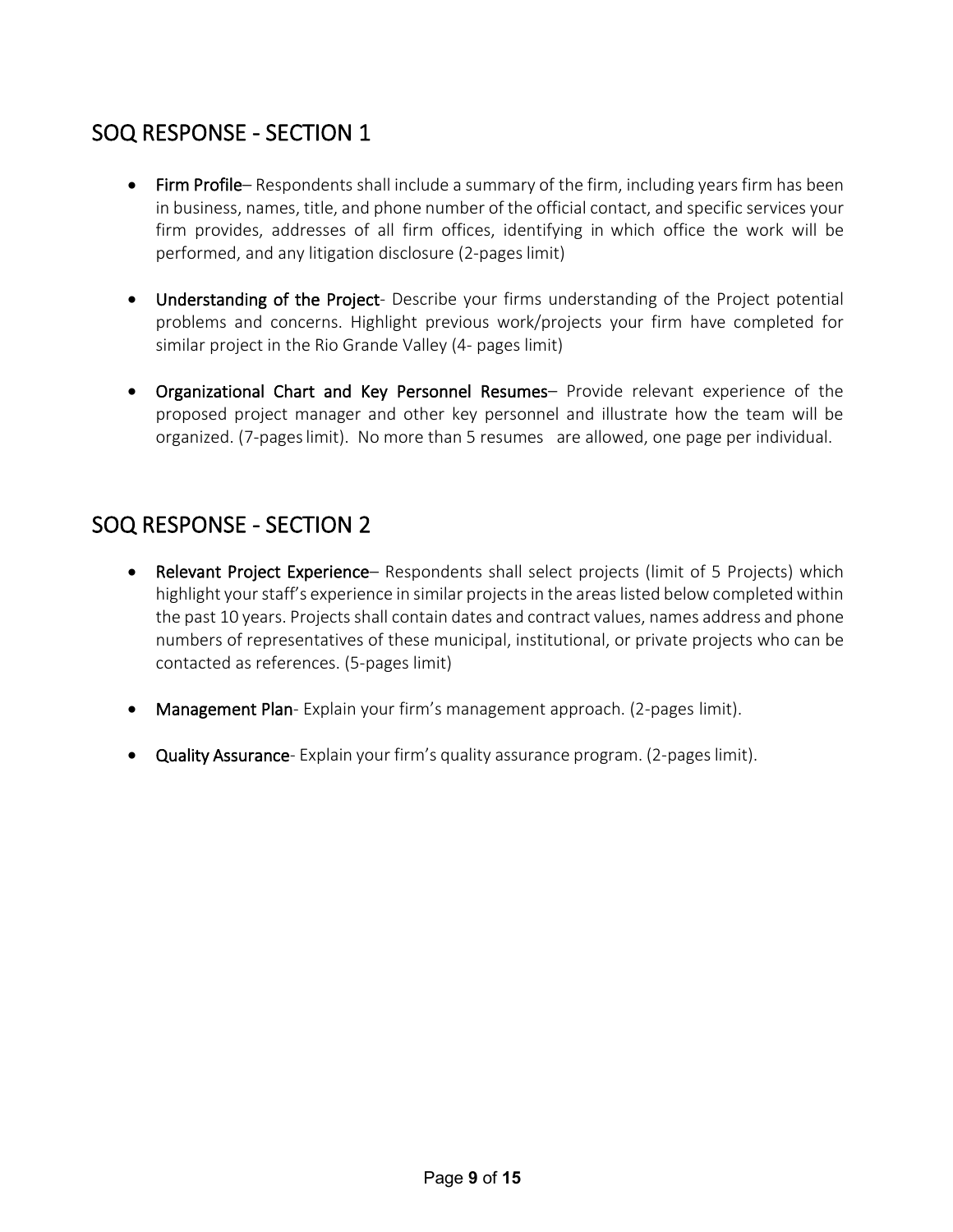## SOQ RESPONSE - SECTION 1

- **Firm Profile**– Respondents shall include a summary of the firm, including years firm has been in business, names, title, and phone number of the official contact, and specific services your firm provides, addresses of all firm offices, identifying in which office the work will be performed, and any litigation disclosure (2-pages limit)
- **Understanding of the Project**- Describe your firms understanding of the Project potential problems and concerns. Highlight previous work/projects your firm have completed for similar project in the Rio Grande Valley (4- pages limit)
- **Organizational Chart and Key Personnel Resumes**– Provide relevant experience of the proposed project manager and other key personnel and illustrate how the team will be organized. (7-pages limit). No more than 5 resumes are allowed, one page per individual.

## SOQ RESPONSE - SECTION 2

- **Relevant Project Experience**– Respondents shall select projects (limit of 5 Projects) which highlight your staff's experience in similar projects in the areas listed below completed within the past 10 years. Projects shall contain dates and contract values, names address and phone numbers of representatives of these municipal, institutional, or private projects who can be contacted as references. (5-pages limit)
- **Management Plan**- Explain your firm's management approach. (2-pages limit).
- **Quality Assurance**- Explain your firm's quality assurance program. (2-pages limit).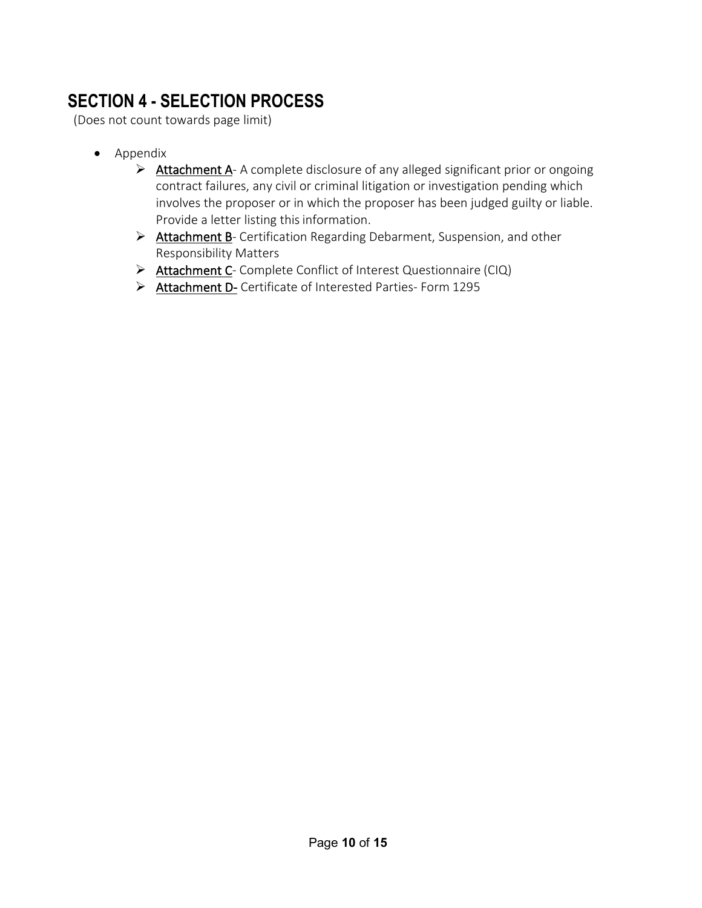## SECTION 4 - SELECTION PROCESS

(Does not count towards page limit)

- Appendix
  - **Attachment A**- A complete disclosure of any alleged significant prior or ongoing contract failures, any civil or criminal litigation or investigation pending which involves the proposer or in which the proposer has been judged guilty or liable. Provide a letter listing this information.
  - **Attachment B**- Certification Regarding Debarment, Suspension, and other Responsibility Matters
  - **Attachment C**- Complete Conflict of Interest Questionnaire (CIQ)
  - **Attachment D-** Certificate of Interested Parties- Form 1295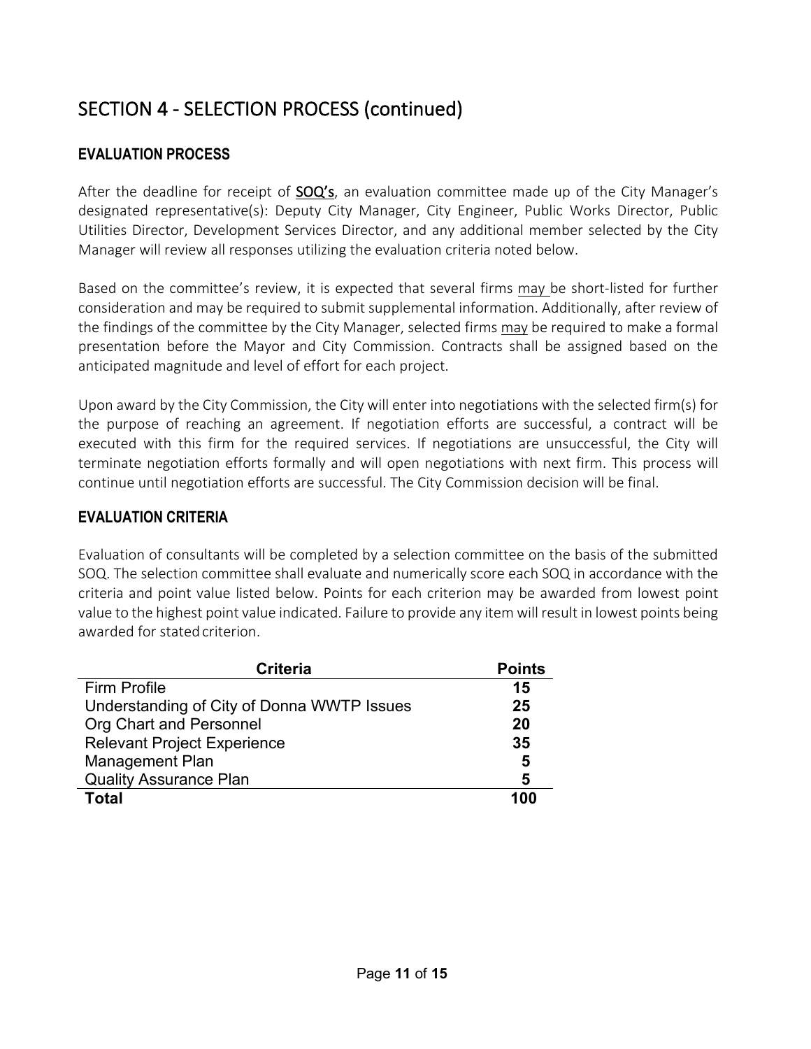# SECTION 4 - SELECTION PROCESS (continued)

### EVALUATION PROCESS

After the deadline for receipt of **SOQ's**, an evaluation committee made up of the City Manager's designated representative(s): Deputy City Manager, City Engineer, Public Works Director, Public Utilities Director, Development Services Director, and any additional member selected by the City Manager will review all responses utilizing the evaluation criteria noted below.

Based on the committee's review, it is expected that several firms may be short-listed for further consideration and may be required to submit supplemental information. Additionally, after review of the findings of the committee by the City Manager, selected firms may be required to make a formal presentation before the Mayor and City Commission. Contracts shall be assigned based on the anticipated magnitude and level of effort for each project.

Upon award by the City Commission, the City will enter into negotiations with the selected firm(s) for the purpose of reaching an agreement. If negotiation efforts are successful, a contract will be executed with this firm for the required services. If negotiations are unsuccessful, the City will terminate negotiation efforts formally and will open negotiations with next firm. This process will continue until negotiation efforts are successful. The City Commission decision will be final.

### EVALUATION CRITERIA

Evaluation of consultants will be completed by a selection committee on the basis of the submitted SOQ. The selection committee shall evaluate and numerically score each SOQ in accordance with the criteria and point value listed below. Points for each criterion may be awarded from lowest point value to the highest point value indicated. Failure to provide any item will result in lowest points being awarded for stated criterion.

| Criteria | Points |
|---|---|
| Firm Profile | 15 |
| Understanding of City of Donna WWTP Issues | 25 |
| Org Chart and Personnel | 20 |
| Relevant Project Experience | 35 |
| Management Plan | 5 |
| Quality Assurance Plan | 5 |
| **Total** | **100** |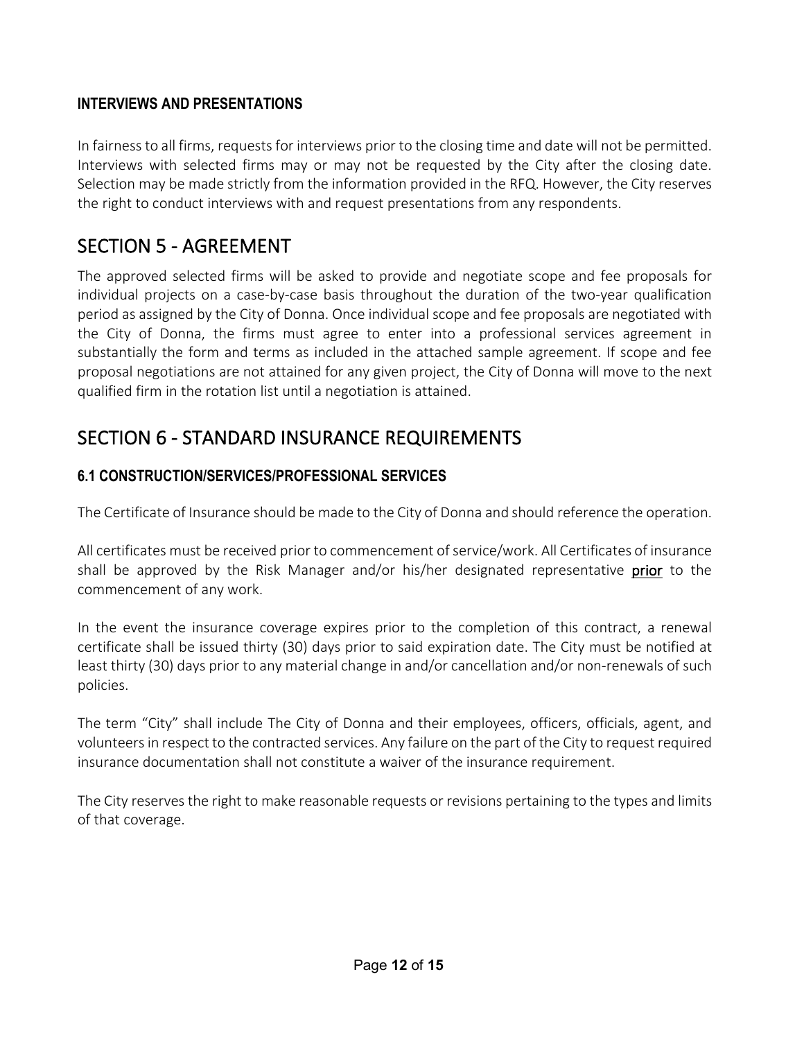### INTERVIEWS AND PRESENTATIONS

In fairness to all firms, requests for interviews prior to the closing time and date will not be permitted. Interviews with selected firms may or may not be requested by the City after the closing date. Selection may be made strictly from the information provided in the RFQ. However, the City reserves the right to conduct interviews with and request presentations from any respondents.

## SECTION 5 - AGREEMENT

The approved selected firms will be asked to provide and negotiate scope and fee proposals for individual projects on a case-by-case basis throughout the duration of the two-year qualification period as assigned by the City of Donna. Once individual scope and fee proposals are negotiated with the City of Donna, the firms must agree to enter into a professional services agreement in substantially the form and terms as included in the attached sample agreement. If scope and fee proposal negotiations are not attained for any given project, the City of Donna will move to the next qualified firm in the rotation list until a negotiation is attained.

## SECTION 6 - STANDARD INSURANCE REQUIREMENTS

### 6.1 CONSTRUCTION/SERVICES/PROFESSIONAL SERVICES

The Certificate of Insurance should be made to the City of Donna and should reference the operation.

All certificates must be received prior to commencement of service/work. All Certificates of insurance shall be approved by the Risk Manager and/or his/her designated representative **prior** to the commencement of any work.

In the event the insurance coverage expires prior to the completion of this contract, a renewal certificate shall be issued thirty (30) days prior to said expiration date. The City must be notified at least thirty (30) days prior to any material change in and/or cancellation and/or non-renewals of such policies.

The term "City" shall include The City of Donna and their employees, officers, officials, agent, and volunteers in respect to the contracted services. Any failure on the part of the City to request required insurance documentation shall not constitute a waiver of the insurance requirement.

The City reserves the right to make reasonable requests or revisions pertaining to the types and limits of that coverage.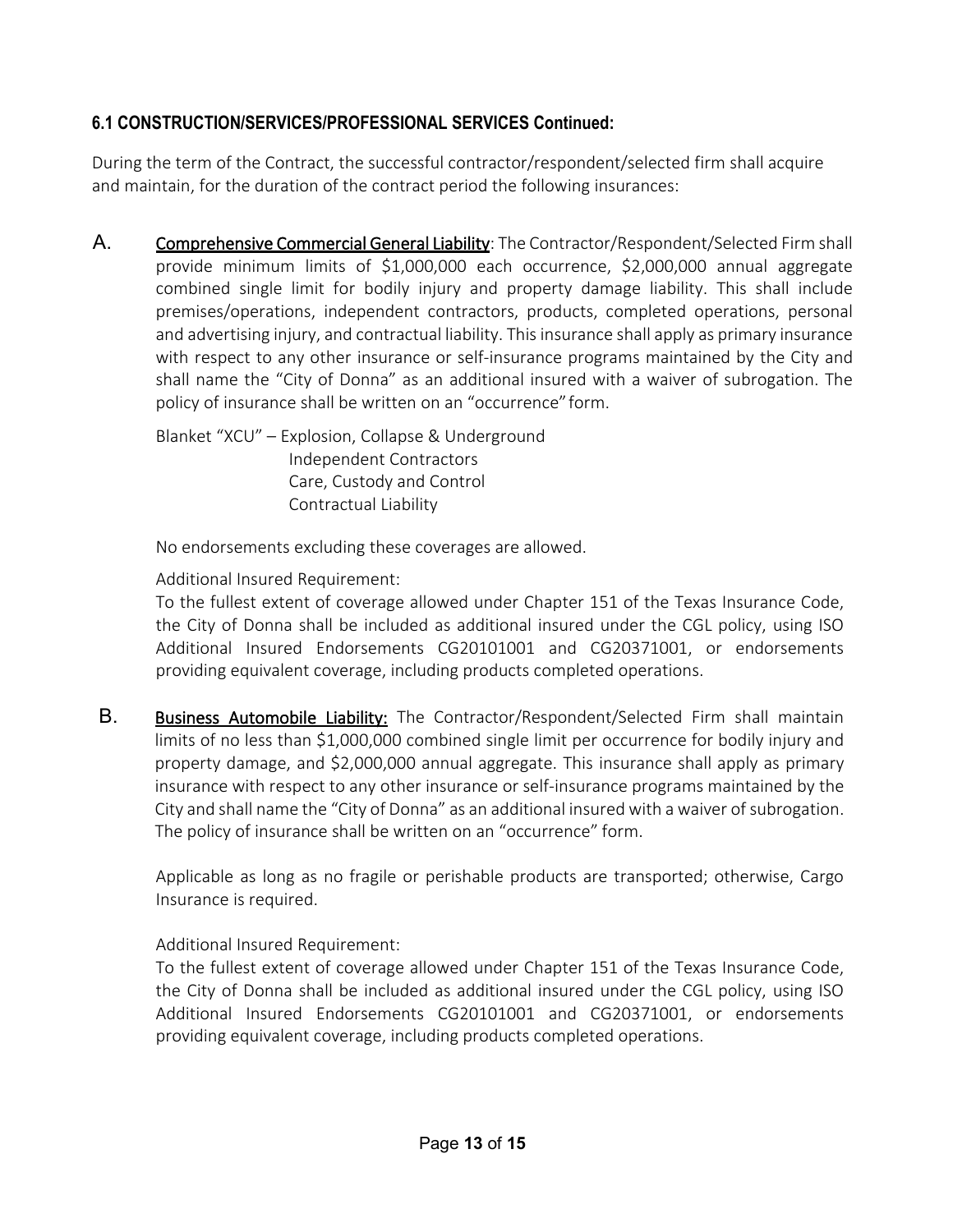### 6.1 CONSTRUCTION/SERVICES/PROFESSIONAL SERVICES Continued:

During the term of the Contract, the successful contractor/respondent/selected firm shall acquire and maintain, for the duration of the contract period the following insurances:

A. <u>Comprehensive Commercial General Liability</u>: The Contractor/Respondent/Selected Firm shall provide minimum limits of $1,000,000 each occurrence, $2,000,000 annual aggregate combined single limit for bodily injury and property damage liability. This shall include premises/operations, independent contractors, products, completed operations, personal and advertising injury, and contractual liability. This insurance shall apply as primary insurance with respect to any other insurance or self-insurance programs maintained by the City and shall name the "City of Donna" as an additional insured with a waiver of subrogation. The policy of insurance shall be written on an "occurrence" form.

Blanket "XCU" – Explosion, Collapse & Underground
Independent Contractors
Care, Custody and Control
Contractual Liability

No endorsements excluding these coverages are allowed.

Additional Insured Requirement:
To the fullest extent of coverage allowed under Chapter 151 of the Texas Insurance Code, the City of Donna shall be included as additional insured under the CGL policy, using ISO Additional Insured Endorsements CG20101001 and CG20371001, or endorsements providing equivalent coverage, including products completed operations.

B. <u>Business Automobile Liability:</u> The Contractor/Respondent/Selected Firm shall maintain limits of no less than $1,000,000 combined single limit per occurrence for bodily injury and property damage, and $2,000,000 annual aggregate. This insurance shall apply as primary insurance with respect to any other insurance or self-insurance programs maintained by the City and shall name the "City of Donna" as an additional insured with a waiver of subrogation. The policy of insurance shall be written on an "occurrence" form.

Applicable as long as no fragile or perishable products are transported; otherwise, Cargo Insurance is required.

Additional Insured Requirement:
To the fullest extent of coverage allowed under Chapter 151 of the Texas Insurance Code, the City of Donna shall be included as additional insured under the CGL policy, using ISO Additional Insured Endorsements CG20101001 and CG20371001, or endorsements providing equivalent coverage, including products completed operations.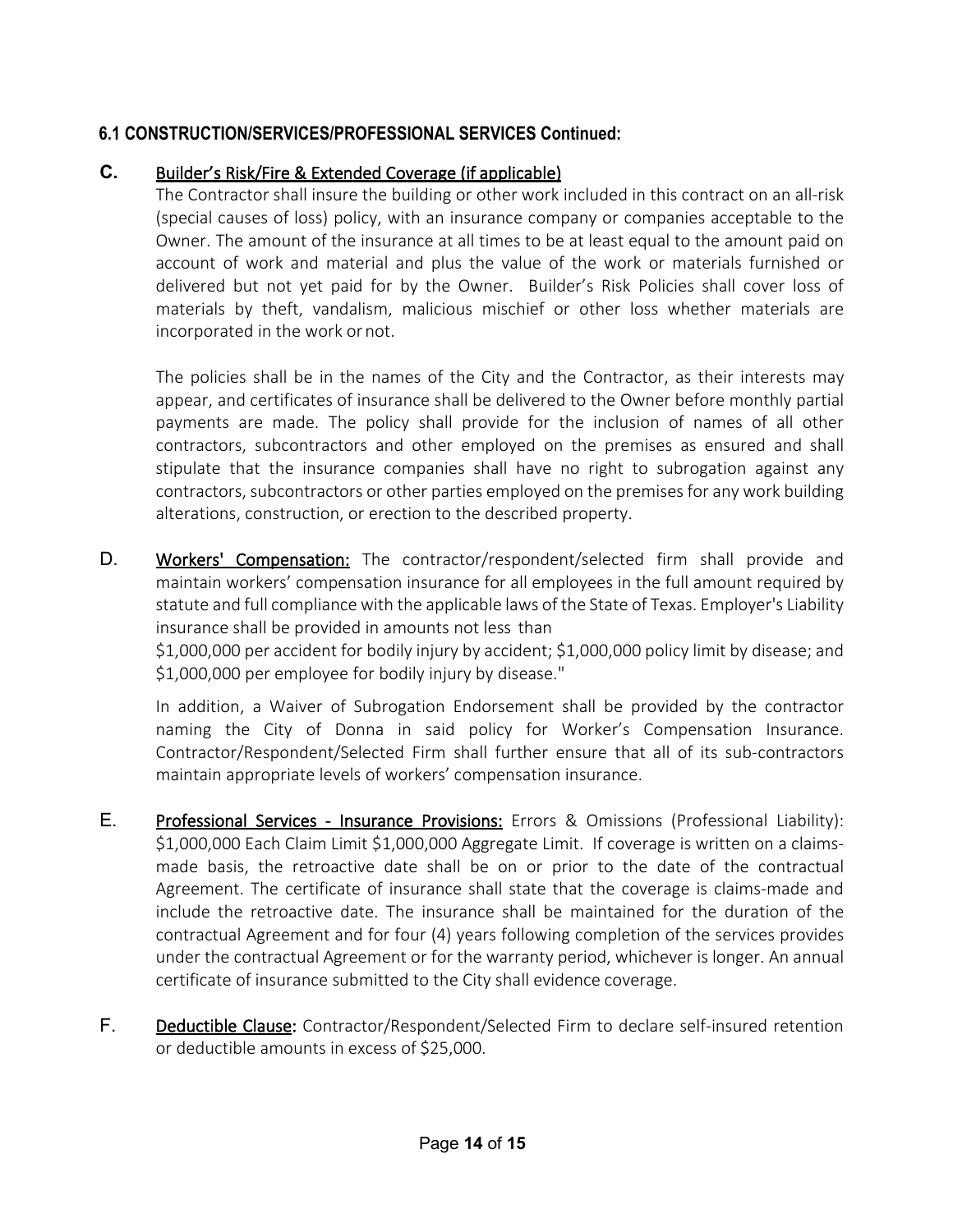### 6.1 CONSTRUCTION/SERVICES/PROFESSIONAL SERVICES Continued:

**C.** Builder's Risk/Fire & Extended Coverage (if applicable)

The Contractor shall insure the building or other work included in this contract on an all-risk (special causes of loss) policy, with an insurance company or companies acceptable to the Owner. The amount of the insurance at all times to be at least equal to the amount paid on account of work and material and plus the value of the work or materials furnished or delivered but not yet paid for by the Owner. Builder's Risk Policies shall cover loss of materials by theft, vandalism, malicious mischief or other loss whether materials are incorporated in the work or not.

The policies shall be in the names of the City and the Contractor, as their interests may appear, and certificates of insurance shall be delivered to the Owner before monthly partial payments are made. The policy shall provide for the inclusion of names of all other contractors, subcontractors and other employed on the premises as ensured and shall stipulate that the insurance companies shall have no right to subrogation against any contractors, subcontractors or other parties employed on the premises for any work building alterations, construction, or erection to the described property.

D. Workers' Compensation: The contractor/respondent/selected firm shall provide and maintain workers' compensation insurance for all employees in the full amount required by statute and full compliance with the applicable laws of the State of Texas. Employer's Liability insurance shall be provided in amounts not less than

$1,000,000 per accident for bodily injury by accident; $1,000,000 policy limit by disease; and $1,000,000 per employee for bodily injury by disease."

In addition, a Waiver of Subrogation Endorsement shall be provided by the contractor naming the City of Donna in said policy for Worker's Compensation Insurance. Contractor/Respondent/Selected Firm shall further ensure that all of its sub-contractors maintain appropriate levels of workers' compensation insurance.

E. Professional Services - Insurance Provisions: Errors & Omissions (Professional Liability): $1,000,000 Each Claim Limit $1,000,000 Aggregate Limit. If coverage is written on a claims-made basis, the retroactive date shall be on or prior to the date of the contractual Agreement. The certificate of insurance shall state that the coverage is claims-made and include the retroactive date. The insurance shall be maintained for the duration of the contractual Agreement and for four (4) years following completion of the services provides under the contractual Agreement or for the warranty period, whichever is longer. An annual certificate of insurance submitted to the City shall evidence coverage.

F. Deductible Clause: Contractor/Respondent/Selected Firm to declare self-insured retention or deductible amounts in excess of $25,000.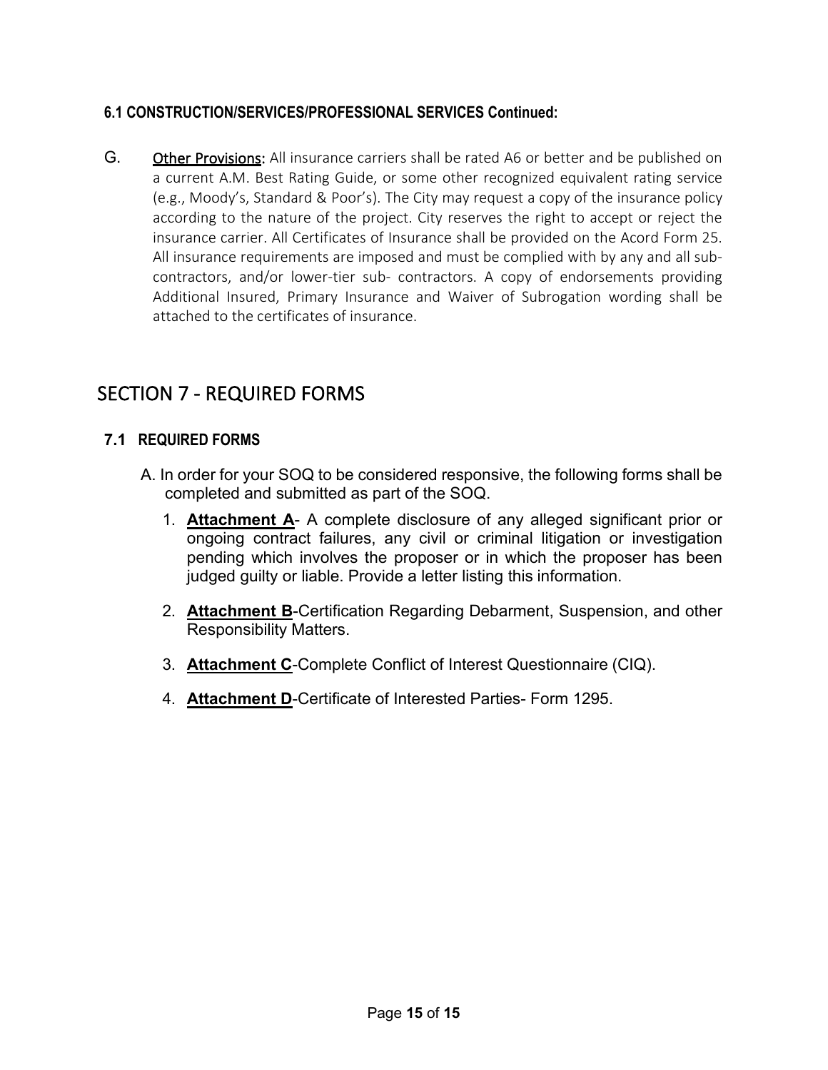**6.1 CONSTRUCTION/SERVICES/PROFESSIONAL SERVICES Continued:**

G. <u>Other Provisions</u>: All insurance carriers shall be rated A6 or better and be published on a current A.M. Best Rating Guide, or some other recognized equivalent rating service (e.g., Moody's, Standard & Poor's). The City may request a copy of the insurance policy according to the nature of the project. City reserves the right to accept or reject the insurance carrier. All Certificates of Insurance shall be provided on the Acord Form 25. All insurance requirements are imposed and must be complied with by any and all sub-contractors, and/or lower-tier sub- contractors. A copy of endorsements providing Additional Insured, Primary Insurance and Waiver of Subrogation wording shall be attached to the certificates of insurance.

## SECTION 7 - REQUIRED FORMS

### 7.1 REQUIRED FORMS

A. In order for your SOQ to be considered responsive, the following forms shall be completed and submitted as part of the SOQ.

1. **<u>Attachment A</u>**- A complete disclosure of any alleged significant prior or ongoing contract failures, any civil or criminal litigation or investigation pending which involves the proposer or in which the proposer has been judged guilty or liable. Provide a letter listing this information.
2. **<u>Attachment B</u>**-Certification Regarding Debarment, Suspension, and other Responsibility Matters.
3. **<u>Attachment C</u>**-Complete Conflict of Interest Questionnaire (CIQ).
4. **<u>Attachment D</u>**-Certificate of Interested Parties- Form 1295.